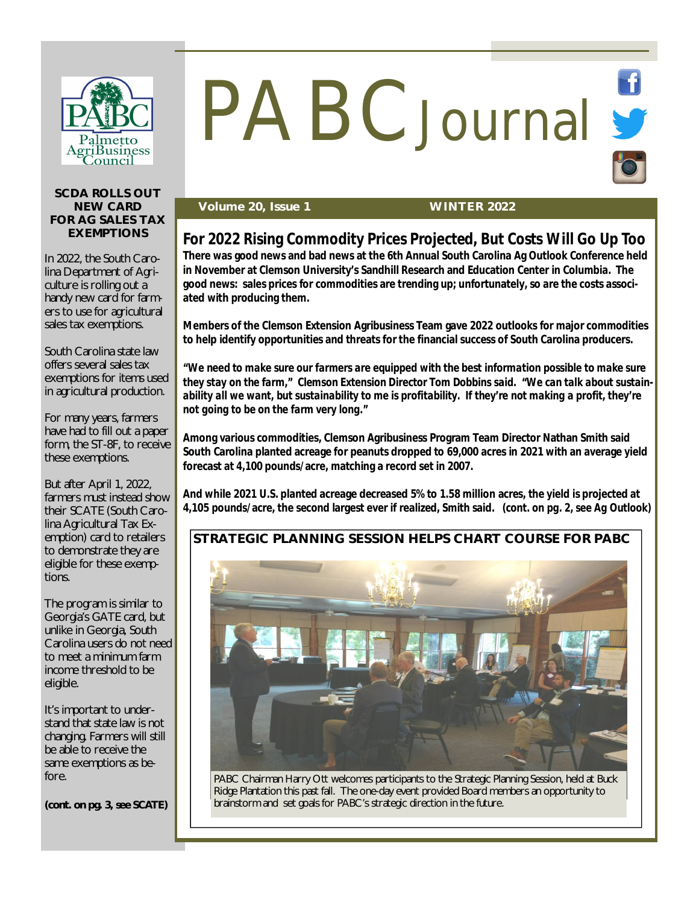# PABC Journal

**Volume 20, Issue 1** **WINTER 2022**

## For 2022 Rising Commodity Prices Projected, But Costs Will Go Up Too

**There was good news and bad news at the 6th Annual South Carolina Ag Outlook Conference held in November at Clemson University's Sandhill Research and Education Center in Columbia. The good news: sales prices for commodities are trending up; unfortunately, so are the costs associated with producing them.**

**Members of the Clemson Extension Agribusiness Team gave 2022 outlooks for major commodities to help identify opportunities and threats for the financial success of South Carolina producers.**

***"We need to make sure our farmers are equipped with the best information possible to make sure they stay on the farm,"* Clemson Extension Director Tom Dobbins said. *"We can talk about sustainability all we want, but sustainability to me is profitability. If they're not making a profit, they're not going to be on the farm very long."***

**Among various commodities, Clemson Agribusiness Program Team Director Nathan Smith said South Carolina planted acreage for peanuts dropped to 69,000 acres in 2021 with an average yield forecast at 4,100 pounds/acre, matching a record set in 2007.**

**And while 2021 U.S. planted acreage decreased 5% to 1.58 million acres, the yield is projected at 4,105 pounds/acre, the second largest ever if realized, Smith said. (cont. on pg. 2, see Ag Outlook)**

## STRATEGIC PLANNING SESSION HELPS CHART COURSE FOR PABC

PABC Chairman Harry Ott welcomes participants to the Strategic Planning Session, held at Buck Ridge Plantation this past fall. The one-day event provided Board members an opportunity to brainstorm and set goals for PABC's strategic direction in the future.

## SCDA ROLLS OUT NEW CARD FOR AG SALES TAX EXEMPTIONS

In 2022, the South Carolina Department of Agriculture is rolling out a handy new card for farmers to use for agricultural sales tax exemptions.

South Carolina state law offers several sales tax exemptions for items used in agricultural production.

For many years, farmers have had to fill out a paper form, the ST-8F, to receive these exemptions.

But after April 1, 2022, farmers must instead show their SCATE (South Carolina Agricultural Tax Exemption) card to retailers to demonstrate they are eligible for these exemptions.

The program is similar to Georgia's GATE card, but unlike in Georgia, South Carolina users do not need to meet a minimum farm income threshold to be eligible.

It's important to understand that state law is not changing. Farmers will still be able to receive the same exemptions as before.

**(cont. on pg. 3, see SCATE)**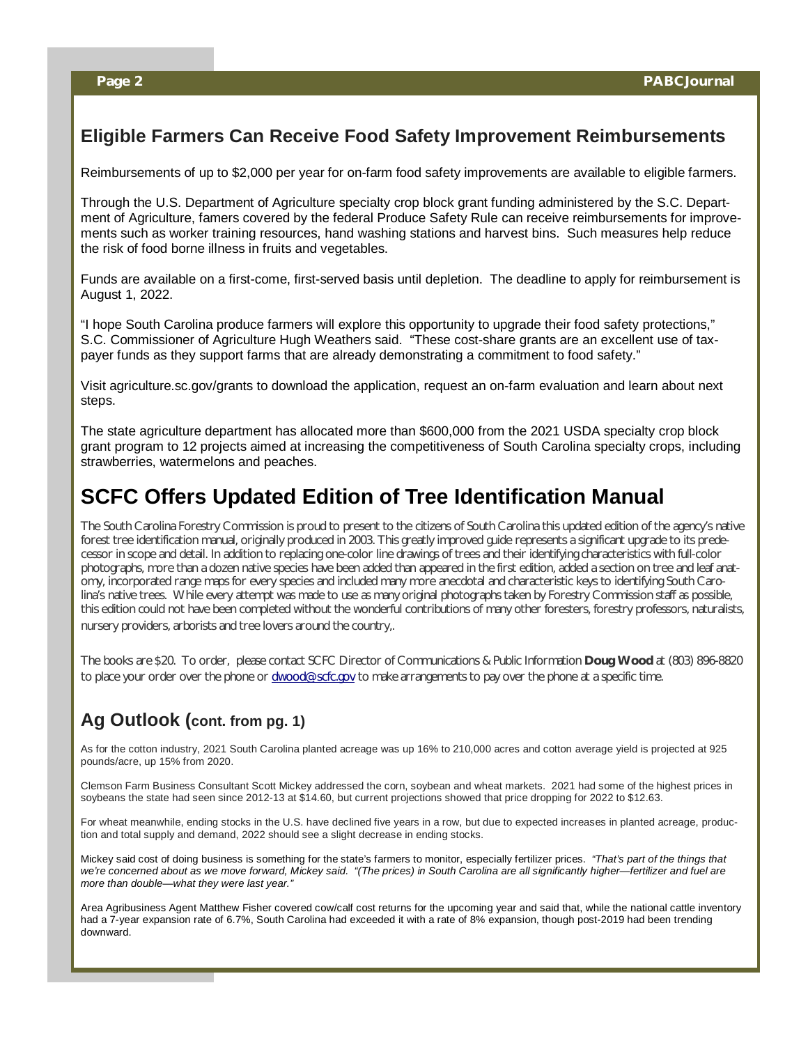## Eligible Farmers Can Receive Food Safety Improvement Reimbursements

Reimbursements of up to $2,000 per year for on-farm food safety improvements are available to eligible farmers.

Through the U.S. Department of Agriculture specialty crop block grant funding administered by the S.C. Department of Agriculture, famers covered by the federal Produce Safety Rule can receive reimbursements for improvements such as worker training resources, hand washing stations and harvest bins. Such measures help reduce the risk of food borne illness in fruits and vegetables.

Funds are available on a first-come, first-served basis until depletion. The deadline to apply for reimbursement is August 1, 2022.

"I hope South Carolina produce farmers will explore this opportunity to upgrade their food safety protections," S.C. Commissioner of Agriculture Hugh Weathers said. "These cost-share grants are an excellent use of taxpayer funds as they support farms that are already demonstrating a commitment to food safety."

Visit agriculture.sc.gov/grants to download the application, request an on-farm evaluation and learn about next steps.

The state agriculture department has allocated more than $600,000 from the 2021 USDA specialty crop block grant program to 12 projects aimed at increasing the competitiveness of South Carolina specialty crops, including strawberries, watermelons and peaches.

## SCFC Offers Updated Edition of Tree Identification Manual

The South Carolina Forestry Commission is proud to present to the citizens of South Carolina this updated edition of the agency's native forest tree identification manual, originally produced in 2003. This greatly improved guide represents a significant upgrade to its predecessor in scope and detail. In addition to replacing one-color line drawings of trees and their identifying characteristics with full-color photographs, more than a dozen native species have been added than appeared in the first edition, added a section on tree and leaf anatomy, incorporated range maps for every species and included many more anecdotal and characteristic keys to identifying South Carolina's native trees. While every attempt was made to use as many original photographs taken by Forestry Commission staff as possible, this edition could not have been completed without the wonderful contributions of many other foresters, forestry professors, naturalists, nursery providers, arborists and tree lovers around the country,.

The books are $20. To order, please contact SCFC Director of Communications & Public Information **Doug Wood** at (803) 896-8820 to place your order over the phone or dwood@scfc.gov to make arrangements to pay over the phone at a specific time.

### Ag Outlook (cont. from pg. 1)

As for the cotton industry, 2021 South Carolina planted acreage was up 16% to 210,000 acres and cotton average yield is projected at 925 pounds/acre, up 15% from 2020.

Clemson Farm Business Consultant Scott Mickey addressed the corn, soybean and wheat markets. 2021 had some of the highest prices in soybeans the state had seen since 2012-13 at $14.60, but current projections showed that price dropping for 2022 to $12.63.

For wheat meanwhile, ending stocks in the U.S. have declined five years in a row, but due to expected increases in planted acreage, production and total supply and demand, 2022 should see a slight decrease in ending stocks.

Mickey said cost of doing business is something for the state's farmers to monitor, especially fertilizer prices. *"That's part of the things that we're concerned about as we move forward, Mickey said. "(The prices) in South Carolina are all significantly higher—fertilizer and fuel are more than double—what they were last year."*

Area Agribusiness Agent Matthew Fisher covered cow/calf cost returns for the upcoming year and said that, while the national cattle inventory had a 7-year expansion rate of 6.7%, South Carolina had exceeded it with a rate of 8% expansion, though post-2019 had been trending downward.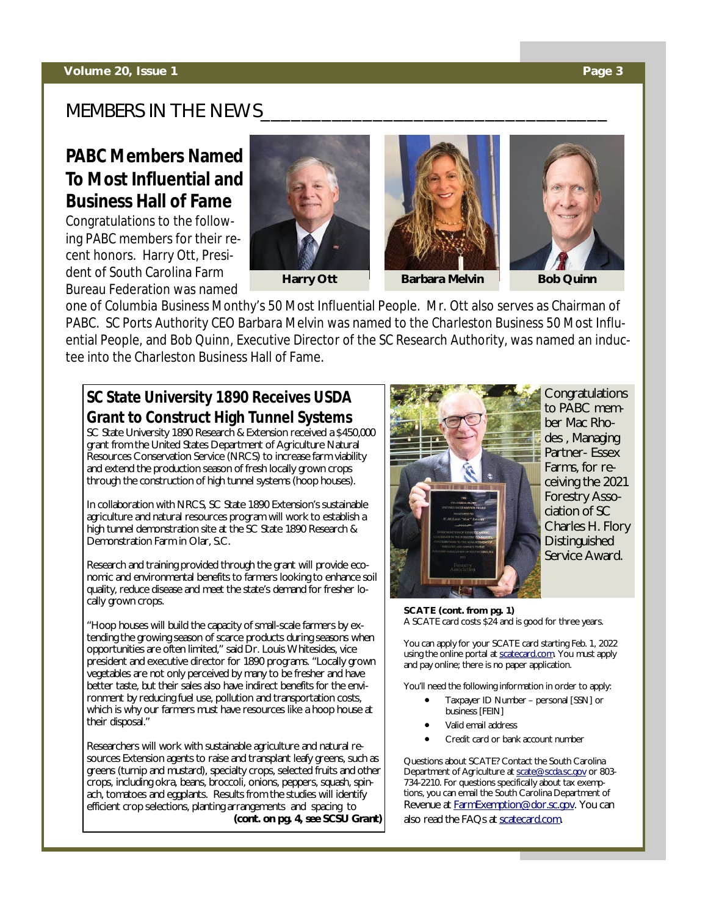## MEMBERS IN THE NEWS

### PABC Members Named To Most Influential and Business Hall of Fame

Harry Ott

Barbara Melvin

Bob Quinn

Congratulations to the following PABC members for their recent honors. Harry Ott, President of South Carolina Farm Bureau Federation was named one of Columbia Business Monthy's 50 Most Influential People. Mr. Ott also serves as Chairman of PABC. SC Ports Authority CEO Barbara Melvin was named to the Charleston Business 50 Most Influential People, and Bob Quinn, Executive Director of the SC Research Authority, was named an inductee into the Charleston Business Hall of Fame.

### SC State University 1890 Receives USDA Grant to Construct High Tunnel Systems

SC State University 1890 Research & Extension received a $450,000 grant from the United States Department of Agriculture Natural Resources Conservation Service (NRCS) to increase farm viability and extend the production season of fresh locally grown crops through the construction of high tunnel systems (hoop houses).

In collaboration with NRCS, SC State 1890 Extension's sustainable agriculture and natural resources program will work to establish a high tunnel demonstration site at the SC State 1890 Research & Demonstration Farm in Olar, S.C.

Research and training provided through the grant will provide economic and environmental benefits to farmers looking to enhance soil quality, reduce disease and meet the state's demand for fresher locally grown crops.

"Hoop houses will build the capacity of small-scale farmers by extending the growing season of scarce products during seasons when opportunities are often limited," said Dr. Louis Whitesides, vice president and executive director for 1890 programs. "Locally grown vegetables are not only perceived by many to be fresher and have better taste, but their sales also have indirect benefits for the environment by reducing fuel use, pollution and transportation costs, which is why our farmers must have resources like a hoop house at their disposal."

Researchers will work with sustainable agriculture and natural resources Extension agents to raise and transplant leafy greens, such as greens (turnip and mustard), specialty crops, selected fruits and other crops, including okra, beans, broccoli, onions, peppers, squash, spinach, tomatoes and eggplants. Results from the studies will identify efficient crop selections, planting arrangements and spacing to

**(cont. on pg. 4, see SCSU Grant)**

Congratulations to PABC member Mac Rhodes , Managing Partner- Essex Farms, for receiving the 2021 Forestry Association of SC Charles H. Flory Distinguished Service Award.

**SCATE (cont. from pg. 1)**

A SCATE card costs $24 and is good for three years.

You can apply for your SCATE card starting Feb. 1, 2022 using the online portal at scatecard.com. You must apply and pay online; there is no paper application.

You'll need the following information in order to apply:

- Taxpayer ID Number – personal [SSN] or business [FEIN]
- Valid email address
- Credit card or bank account number

Questions about SCATE? Contact the South Carolina Department of Agriculture at scate@scda.sc.gov or 803-734-2210. For questions specifically about tax exemptions, you can email the South Carolina Department of Revenue at FarmExemption@dor.sc.gov. You can also read the FAQs at scatecard.com.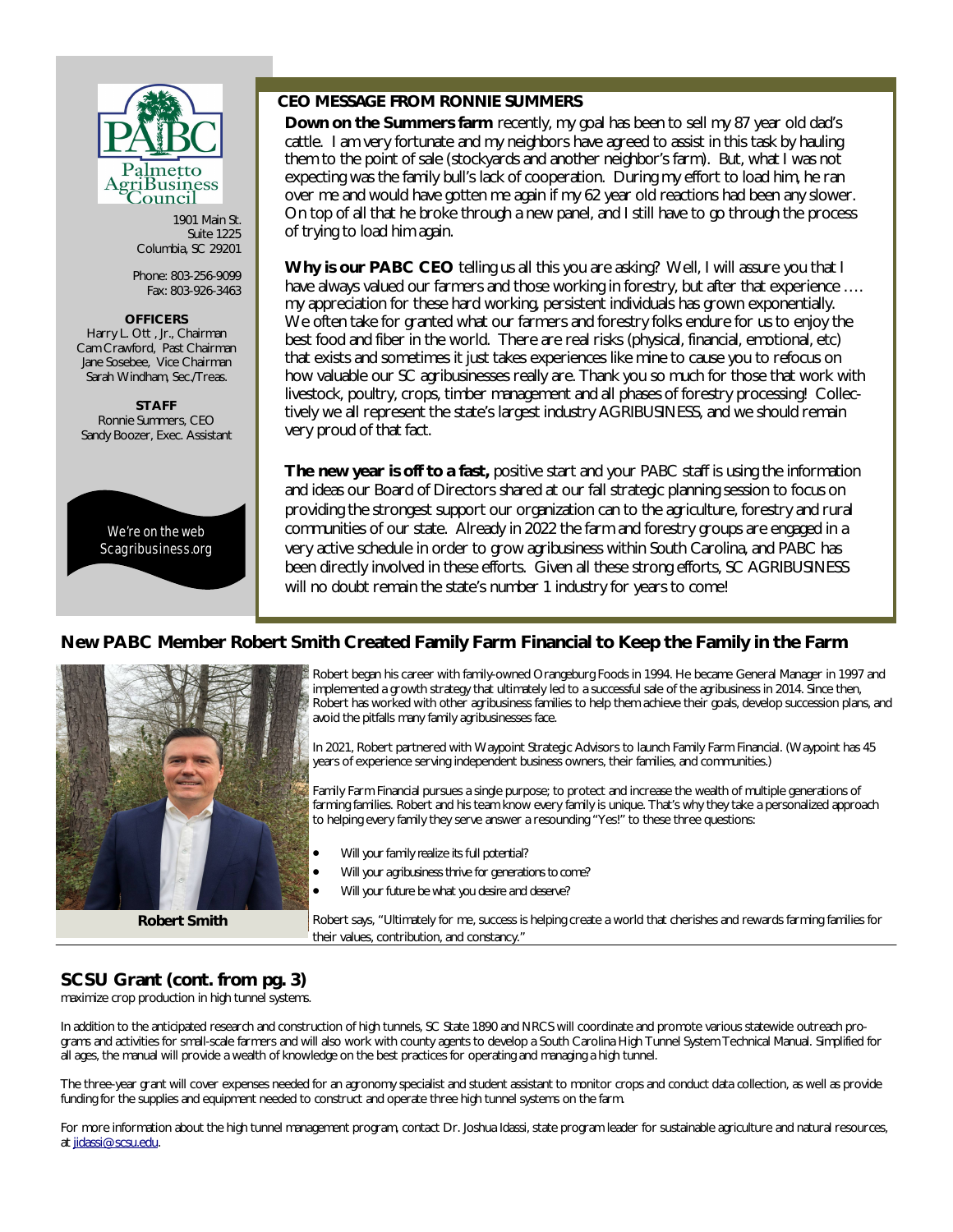Palmetto AgriBusiness Council

1901 Main St.
Suite 1225
Columbia, SC 29201

Phone: 803-256-9099
Fax: 803-926-3463

**OFFICERS**
Harry L. Ott , Jr., Chairman
Cam Crawford, Past Chairman
Jane Sosebee, Vice Chairman
Sarah Windham, Sec./Treas.

**STAFF**
Ronnie Summers, CEO
Sandy Boozer, Exec. Assistant

*We're on the web*
*Scagribusiness.org*

## CEO MESSAGE FROM RONNIE SUMMERS

**Down on the Summers farm** recently, my goal has been to sell my 87 year old dad's cattle. I am very fortunate and my neighbors have agreed to assist in this task by hauling them to the point of sale (stockyards and another neighbor's farm). But, what I was not expecting was the family bull's lack of cooperation. During my effort to load him, he ran over me and would have gotten me again if my 62 year old reactions had been any slower. On top of all that he broke through a new panel, and I still have to go through the process of trying to load him again.

**Why is our PABC CEO** telling us all this you are asking? Well, I will assure you that I have always valued our farmers and those working in forestry, but after that experience …. my appreciation for these hard working, persistent individuals has grown exponentially. We often take for granted what our farmers and forestry folks endure for us to enjoy the best food and fiber in the world. There are real risks (physical, financial, emotional, etc) that exists and sometimes it just takes experiences like mine to cause you to refocus on how valuable our SC agribusinesses really are. Thank you so much for those that work with livestock, poultry, crops, timber management and all phases of forestry processing! Collectively we all represent the state's largest industry AGRIBUSINESS, and we should remain very proud of that fact.

**The new year is off to a fast,** positive start and your PABC staff is using the information and ideas our Board of Directors shared at our fall strategic planning session to focus on providing the strongest support our organization can to the agriculture, forestry and rural communities of our state. Already in 2022 the farm and forestry groups are engaged in a very active schedule in order to grow agribusiness within South Carolina, and PABC has been directly involved in these efforts. Given all these strong efforts, SC AGRIBUSINESS will no doubt remain the state's number 1 industry for years to come!

## New PABC Member Robert Smith Created Family Farm Financial to Keep the Family in the Farm

**Robert Smith**

Robert began his career with family-owned Orangeburg Foods in 1994. He became General Manager in 1997 and implemented a growth strategy that ultimately led to a successful sale of the agribusiness in 2014. Since then, Robert has worked with other agribusiness families to help them achieve their goals, develop succession plans, and avoid the pitfalls many family agribusinesses face.

In 2021, Robert partnered with Waypoint Strategic Advisors to launch Family Farm Financial. (Waypoint has 45 years of experience serving independent business owners, their families, and communities.)

Family Farm Financial pursues a single purpose; to protect and increase the wealth of multiple generations of farming families. Robert and his team know every family is unique. That's why they take a personalized approach to helping every family they serve answer a resounding "Yes!" to these three questions:

- Will your family realize its full potential?
- Will your agribusiness thrive for generations to come?
- Will your future be what you desire and deserve?

Robert says, "Ultimately for me, success is helping create a world that cherishes and rewards farming families for their values, contribution, and constancy."

## SCSU Grant (cont. from pg. 3)

maximize crop production in high tunnel systems.

In addition to the anticipated research and construction of high tunnels, SC State 1890 and NRCS will coordinate and promote various statewide outreach programs and activities for small-scale farmers and will also work with county agents to develop a South Carolina High Tunnel System Technical Manual. Simplified for all ages, the manual will provide a wealth of knowledge on the best practices for operating and managing a high tunnel.

The three-year grant will cover expenses needed for an agronomy specialist and student assistant to monitor crops and conduct data collection, as well as provide funding for the supplies and equipment needed to construct and operate three high tunnel systems on the farm.

For more information about the high tunnel management program, contact Dr. Joshua Idassi, state program leader for sustainable agriculture and natural resources, at jidassi@scsu.edu.